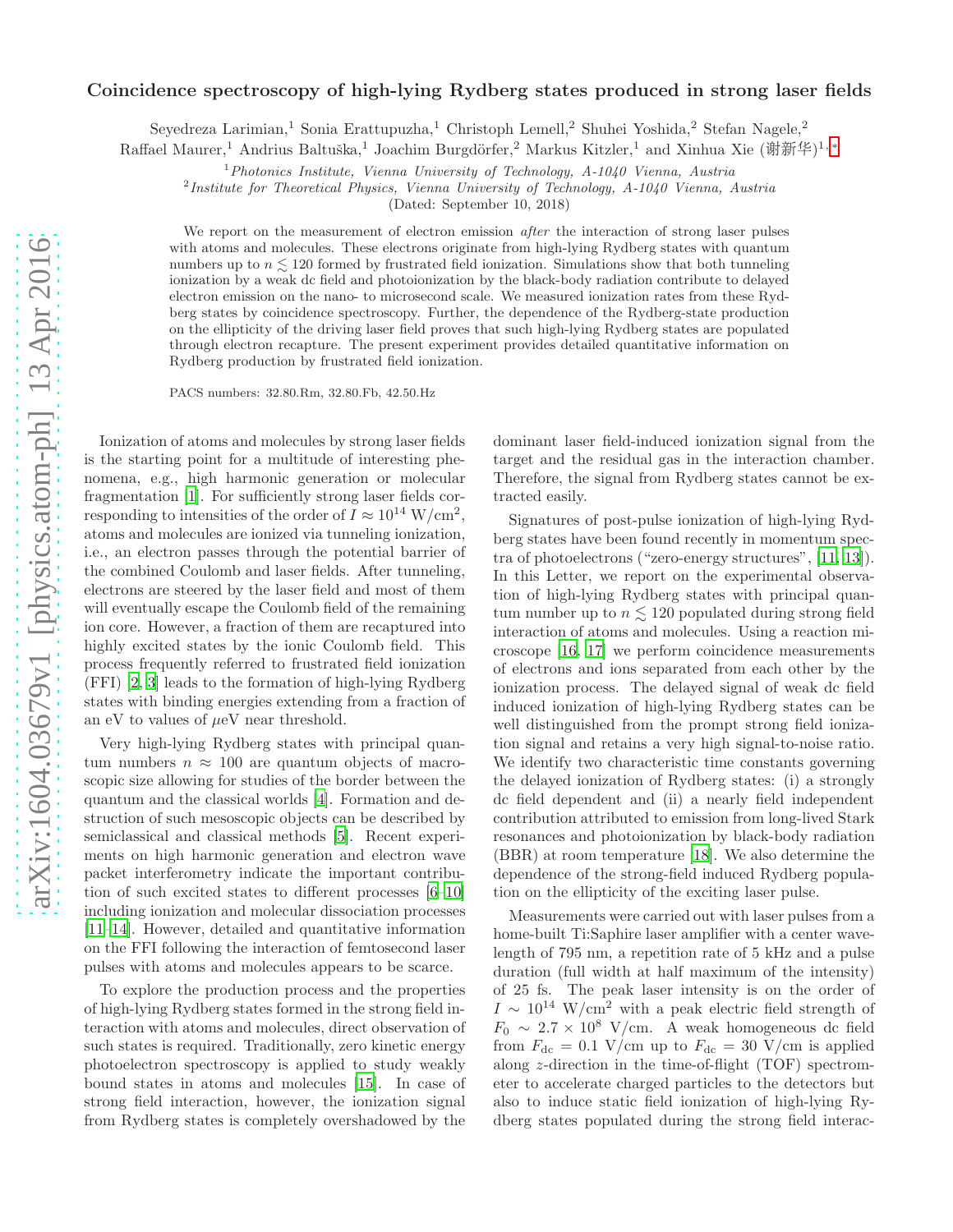# Coincidence spectroscopy of high-lying Rydberg states produced in strong laser fields

Seyedreza Larimian,[1] Sonia Erattupuzha,[1] Christoph Lemell,[2] Shuhei Yoshida,[2] Stefan Nagele,[2] Raffael Maurer,[1] Andrius Baltuška,[1] Joachim Burgdörfer,[2] Markus Kitzler,[1] and Xinhua Xie (谢新华)[1,*]

[1] *Photonics Institute, Vienna University of Technology, A-1040 Vienna, Austria*
[2] *Institute for Theoretical Physics, Vienna University of Technology, A-1040 Vienna, Austria*
(Dated: September 10, 2018)

We report on the measurement of electron emission *after* the interaction of strong laser pulses with atoms and molecules. These electrons originate from high-lying Rydberg states with quantum numbers up to $n \lesssim 120$ formed by frustrated field ionization. Simulations show that both tunneling ionization by a weak dc field and photoionization by the black-body radiation contribute to delayed electron emission on the nano- to microsecond scale. We measured ionization rates from these Rydberg states by coincidence spectroscopy. Further, the dependence of the Rydberg-state production on the ellipticity of the driving laser field proves that such high-lying Rydberg states are populated through electron recapture. The present experiment provides detailed quantitative information on Rydberg production by frustrated field ionization.

PACS numbers: 32.80.Rm, 32.80.Fb, 42.50.Hz

Ionization of atoms and molecules by strong laser fields is the starting point for a multitude of interesting phenomena, e.g., high harmonic generation or molecular fragmentation [1]. For sufficiently strong laser fields corresponding to intensities of the order of $I \approx 10^{14}$ W/cm$^2$, atoms and molecules are ionized via tunneling ionization, i.e., an electron passes through the potential barrier of the combined Coulomb and laser fields. After tunneling, electrons are steered by the laser field and most of them will eventually escape the Coulomb field of the remaining ion core. However, a fraction of them are recaptured into highly excited states by the ionic Coulomb field. This process frequently referred to frustrated field ionization (FFI) [2, 3] leads to the formation of high-lying Rydberg states with binding energies extending from a fraction of an eV to values of $\mu$eV near threshold.

Very high-lying Rydberg states with principal quantum numbers $n \approx 100$ are quantum objects of macroscopic size allowing for studies of the border between the quantum and the classical worlds [4]. Formation and destruction of such mesoscopic objects can be described by semiclassical and classical methods [5]. Recent experiments on high harmonic generation and electron wave packet interferometry indicate the important contribution of such excited states to different processes [6–10] including ionization and molecular dissociation processes [11–14]. However, detailed and quantitative information on the FFI following the interaction of femtosecond laser pulses with atoms and molecules appears to be scarce.

To explore the production process and the properties of high-lying Rydberg states formed in the strong field interaction with atoms and molecules, direct observation of such states is required. Traditionally, zero kinetic energy photoelectron spectroscopy is applied to study weakly bound states in atoms and molecules [15]. In case of strong field interaction, however, the ionization signal from Rydberg states is completely overshadowed by the dominant laser field-induced ionization signal from the target and the residual gas in the interaction chamber. Therefore, the signal from Rydberg states cannot be extracted easily.

Signatures of post-pulse ionization of high-lying Rydberg states have been found recently in momentum spectra of photoelectrons ("zero-energy structures", [11, 13]). In this Letter, we report on the experimental observation of high-lying Rydberg states with principal quantum number up to $n \lesssim 120$ populated during strong field interaction of atoms and molecules. Using a reaction microscope [16, 17] we perform coincidence measurements of electrons and ions separated from each other by the ionization process. The delayed signal of weak dc field induced ionization of high-lying Rydberg states can be well distinguished from the prompt strong field ionization signal and retains a very high signal-to-noise ratio. We identify two characteristic time constants governing the delayed ionization of Rydberg states: (i) a strongly dc field dependent and (ii) a nearly field independent contribution attributed to emission from long-lived Stark resonances and photoionization by black-body radiation (BBR) at room temperature [18]. We also determine the dependence of the strong-field induced Rydberg population on the ellipticity of the exciting laser pulse.

Measurements were carried out with laser pulses from a home-built Ti:Saphire laser amplifier with a center wavelength of 795 nm, a repetition rate of 5 kHz and a pulse duration (full width at half maximum of the intensity) of 25 fs. The peak laser intensity is on the order of $I \sim 10^{14}$ W/cm$^2$ with a peak electric field strength of $F_0 \sim 2.7 \times 10^8$ V/cm. A weak homogeneous dc field from $F_{\mathrm{dc}} = 0.1$ V/cm up to $F_{\mathrm{dc}} = 30$ V/cm is applied along $z$-direction in the time-of-flight (TOF) spectrometer to accelerate charged particles to the detectors but also to induce static field ionization of high-lying Rydberg states populated during the strong field interac-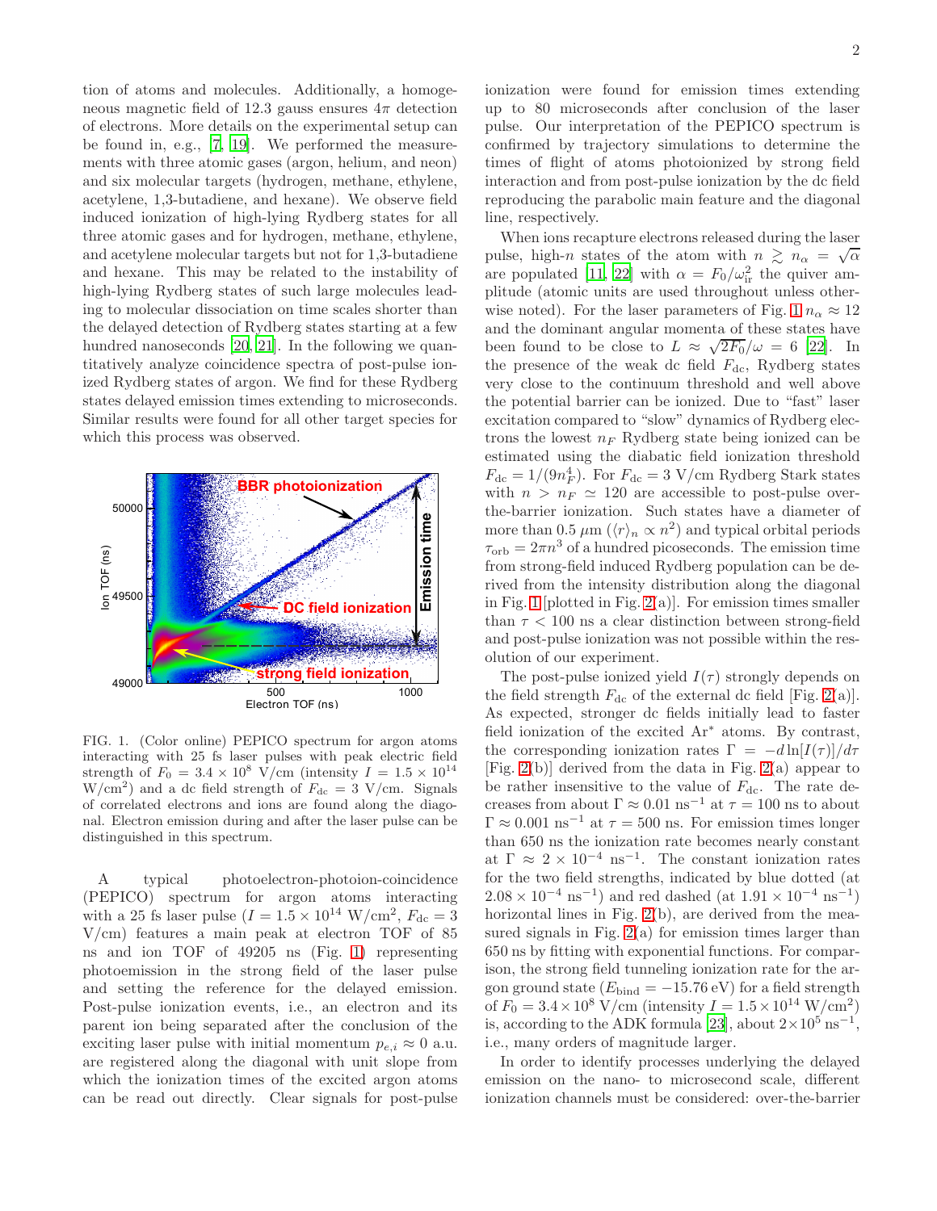tion of atoms and molecules. Additionally, a homogeneous magnetic field of 12.3 gauss ensures $4\pi$ detection of electrons. More details on the experimental setup can be found in, e.g., [7, 19]. We performed the measurements with three atomic gases (argon, helium, and neon) and six molecular targets (hydrogen, methane, ethylene, acetylene, 1,3-butadiene, and hexane). We observe field induced ionization of high-lying Rydberg states for all three atomic gases and for hydrogen, methane, ethylene, and acetylene molecular targets but not for 1,3-butadiene and hexane. This may be related to the instability of high-lying Rydberg states of such large molecules leading to molecular dissociation on time scales shorter than the delayed detection of Rydberg states starting at a few hundred nanoseconds [20, 21]. In the following we quantitatively analyze coincidence spectra of post-pulse ionized Rydberg states of argon. We find for these Rydberg states delayed emission times extending to microseconds. Similar results were found for all other target species for which this process was observed.

FIG. 1. (Color online) PEPICO spectrum for argon atoms interacting with 25 fs laser pulses with peak electric field strength of $F_0 = 3.4 \times 10^8$ V/cm (intensity $I = 1.5 \times 10^{14}$ W/cm$^2$) and a dc field strength of $F_{\rm dc} = 3$ V/cm. Signals of correlated electrons and ions are found along the diagonal. Electron emission during and after the laser pulse can be distinguished in this spectrum.

A typical photoelectron-photoion-coincidence (PEPICO) spectrum for argon atoms interacting with a 25 fs laser pulse ($I = 1.5 \times 10^{14}$ W/cm$^2$, $F_{\rm dc} = 3$ V/cm) features a main peak at electron TOF of 85 ns and ion TOF of 49205 ns (Fig. 1) representing photoemission in the strong field of the laser pulse and setting the reference for the delayed emission. Post-pulse ionization events, i.e., an electron and its parent ion being separated after the conclusion of the exciting laser pulse with initial momentum $p_{e,i} \approx 0$ a.u. are registered along the diagonal with unit slope from which the ionization times of the excited argon atoms can be read out directly. Clear signals for post-pulse ionization were found for emission times extending up to 80 microseconds after conclusion of the laser pulse. Our interpretation of the PEPICO spectrum is confirmed by trajectory simulations to determine the times of flight of atoms photoionized by strong field interaction and from post-pulse ionization by the dc field reproducing the parabolic main feature and the diagonal line, respectively.

When ions recapture electrons released during the laser pulse, high-$n$ states of the atom with $n \gtrsim n_\alpha = \sqrt{\alpha}$ are populated [11, 22] with $\alpha = F_0/\omega_{\rm ir}^2$ the quiver amplitude (atomic units are used throughout unless otherwise noted). For the laser parameters of Fig. 1 $n_\alpha \approx 12$ and the dominant angular momenta of these states have been found to be close to $L \approx \sqrt{2F_0}/\omega = 6$ [22]. In the presence of the weak dc field $F_{\rm dc}$, Rydberg states very close to the continuum threshold and well above the potential barrier can be ionized. Due to "fast" laser excitation compared to "slow" dynamics of Rydberg electrons the lowest $n_F$ Rydberg state being ionized can be estimated using the diabatic field ionization threshold $F_{\rm dc} = 1/(9n_F^4)$. For $F_{\rm dc} = 3$ V/cm Rydberg Stark states with $n > n_F \simeq 120$ are accessible to post-pulse over-the-barrier ionization. Such states have a diameter of more than 0.5 $\mu$m ($\langle r \rangle_n \propto n^2$) and typical orbital periods $\tau_{\rm orb} = 2\pi n^3$ of a hundred picoseconds. The emission time from strong-field induced Rydberg population can be derived from the intensity distribution along the diagonal in Fig. 1 [plotted in Fig. 2(a)]. For emission times smaller than $\tau < 100$ ns a clear distinction between strong-field and post-pulse ionization was not possible within the resolution of our experiment.

The post-pulse ionized yield $I(\tau)$ strongly depends on the field strength $F_{\rm dc}$ of the external dc field [Fig. 2(a)]. As expected, stronger dc fields initially lead to faster field ionization of the excited Ar$^*$ atoms. By contrast, the corresponding ionization rates $\Gamma = -d\ln[I(\tau)]/d\tau$ [Fig. 2(b)] derived from the data in Fig. 2(a) appear to be rather insensitive to the value of $F_{\rm dc}$. The rate decreases from about $\Gamma \approx 0.01$ ns$^{-1}$ at $\tau = 100$ ns to about $\Gamma \approx 0.001$ ns$^{-1}$ at $\tau = 500$ ns. For emission times longer than 650 ns the ionization rate becomes nearly constant at $\Gamma \approx 2 \times 10^{-4}$ ns$^{-1}$. The constant ionization rates for the two field strengths, indicated by blue dotted (at $2.08 \times 10^{-4}$ ns$^{-1}$) and red dashed (at $1.91 \times 10^{-4}$ ns$^{-1}$) horizontal lines in Fig. 2(b), are derived from the measured signals in Fig. 2(a) for emission times larger than 650 ns by fitting with exponential functions. For comparison, the strong field tunneling ionization rate for the argon ground state ($E_{\rm bind} = -15.76$ eV) for a field strength of $F_0 = 3.4 \times 10^8$ V/cm (intensity $I = 1.5 \times 10^{14}$ W/cm$^2$) is, according to the ADK formula [23], about $2 \times 10^5$ ns$^{-1}$, i.e., many orders of magnitude larger.

In order to identify processes underlying the delayed emission on the nano- to microsecond scale, different ionization channels must be considered: over-the-barrier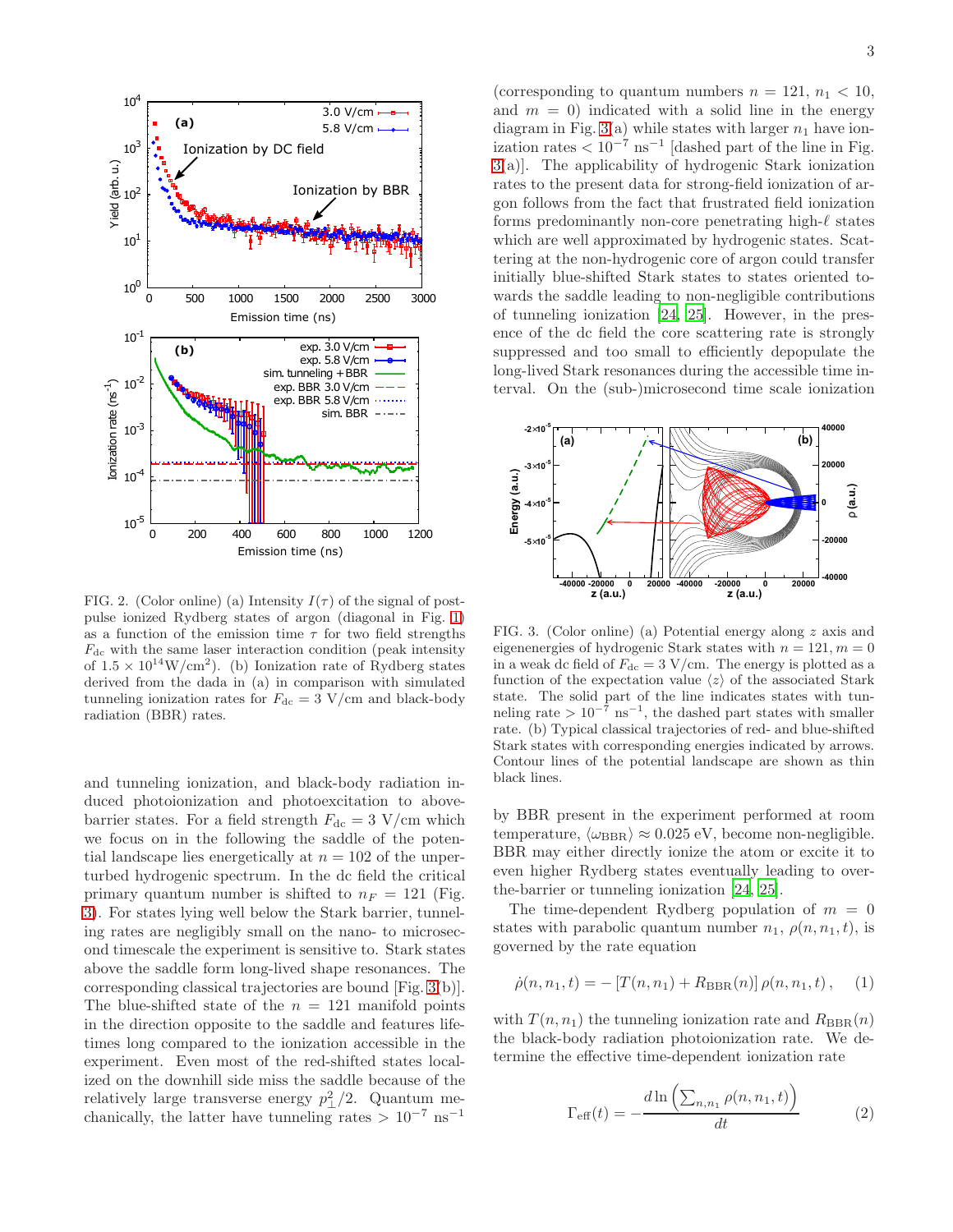FIG. 2. (Color online) (a) Intensity $I(\tau)$ of the signal of post-pulse ionized Rydberg states of argon (diagonal in Fig. 1) as a function of the emission time $\tau$ for two field strengths $F_{\rm dc}$ with the same laser interaction condition (peak intensity of $1.5\times10^{14}$W/cm$^2$). (b) Ionization rate of Rydberg states derived from the dada in (a) in comparison with simulated tunneling ionization rates for $F_{\rm dc} = 3$ V/cm and black-body radiation (BBR) rates.

and tunneling ionization, and black-body radiation induced photoionization and photoexcitation to above-barrier states. For a field strength $F_{\rm dc} = 3$ V/cm which we focus on in the following the saddle of the potential landscape lies energetically at $n = 102$ of the unperturbed hydrogenic spectrum. In the dc field the critical primary quantum number is shifted to $n_F = 121$ (Fig. 3). For states lying well below the Stark barrier, tunneling rates are negligibly small on the nano- to microsecond timescale the experiment is sensitive to. Stark states above the saddle form long-lived shape resonances. The corresponding classical trajectories are bound [Fig. 3(b)]. The blue-shifted state of the $n = 121$ manifold points in the direction opposite to the saddle and features lifetimes long compared to the ionization accessible in the experiment. Even most of the red-shifted states localized on the downhill side miss the saddle because of the relatively large transverse energy $p_\perp^2/2$. Quantum mechanically, the latter have tunneling rates $> 10^{-7}$ ns$^{-1}$ (corresponding to quantum numbers $n = 121$, $n_1 < 10$, and $m = 0$) indicated with a solid line in the energy diagram in Fig. 3(a) while states with larger $n_1$ have ionization rates $< 10^{-7}$ ns$^{-1}$ [dashed part of the line in Fig. 3(a)]. The applicability of hydrogenic Stark ionization rates to the present data for strong-field ionization of argon follows from the fact that frustrated field ionization forms predominantly non-core penetrating high-$\ell$ states which are well approximated by hydrogenic states. Scattering at the non-hydrogenic core of argon could transfer initially blue-shifted Stark states to states oriented towards the saddle leading to non-negligible contributions of tunneling ionization [24, 25]. However, in the presence of the dc field the core scattering rate is strongly suppressed and too small to efficiently depopulate the long-lived Stark resonances during the accessible time interval. On the (sub-)microsecond time scale ionization by BBR present in the experiment performed at room temperature, $\langle\omega_{\rm BBR}\rangle \approx 0.025$ eV, become non-negligible. BBR may either directly ionize the atom or excite it to even higher Rydberg states eventually leading to over-the-barrier or tunneling ionization [24, 25].

FIG. 3. (Color online) (a) Potential energy along $z$ axis and eigenenergies of hydrogenic Stark states with $n = 121, m = 0$ in a weak dc field of $F_{\rm dc} = 3$ V/cm. The energy is plotted as a function of the expectation value $\langle z\rangle$ of the associated Stark state. The solid part of the line indicates states with tunneling rate $> 10^{-7}$ ns$^{-1}$, the dashed part states with smaller rate. (b) Typical classical trajectories of red- and blue-shifted Stark states with corresponding energies indicated by arrows. Contour lines of the potential landscape are shown as thin black lines.

The time-dependent Rydberg population of $m = 0$ states with parabolic quantum number $n_1$, $\rho(n, n_1, t)$, is governed by the rate equation

$$\dot\rho(n, n_1, t) = -\left[T(n, n_1) + R_{\rm BBR}(n)\right]\rho(n, n_1, t)\,, \qquad (1)$$

with $T(n, n_1)$ the tunneling ionization rate and $R_{\rm BBR}(n)$ the black-body radiation photoionization rate. We determine the effective time-dependent ionization rate

$$\Gamma_{\rm eff}(t) = -\frac{d\ln\left(\sum_{n,n_1}\rho(n, n_1, t)\right)}{dt} \qquad (2)$$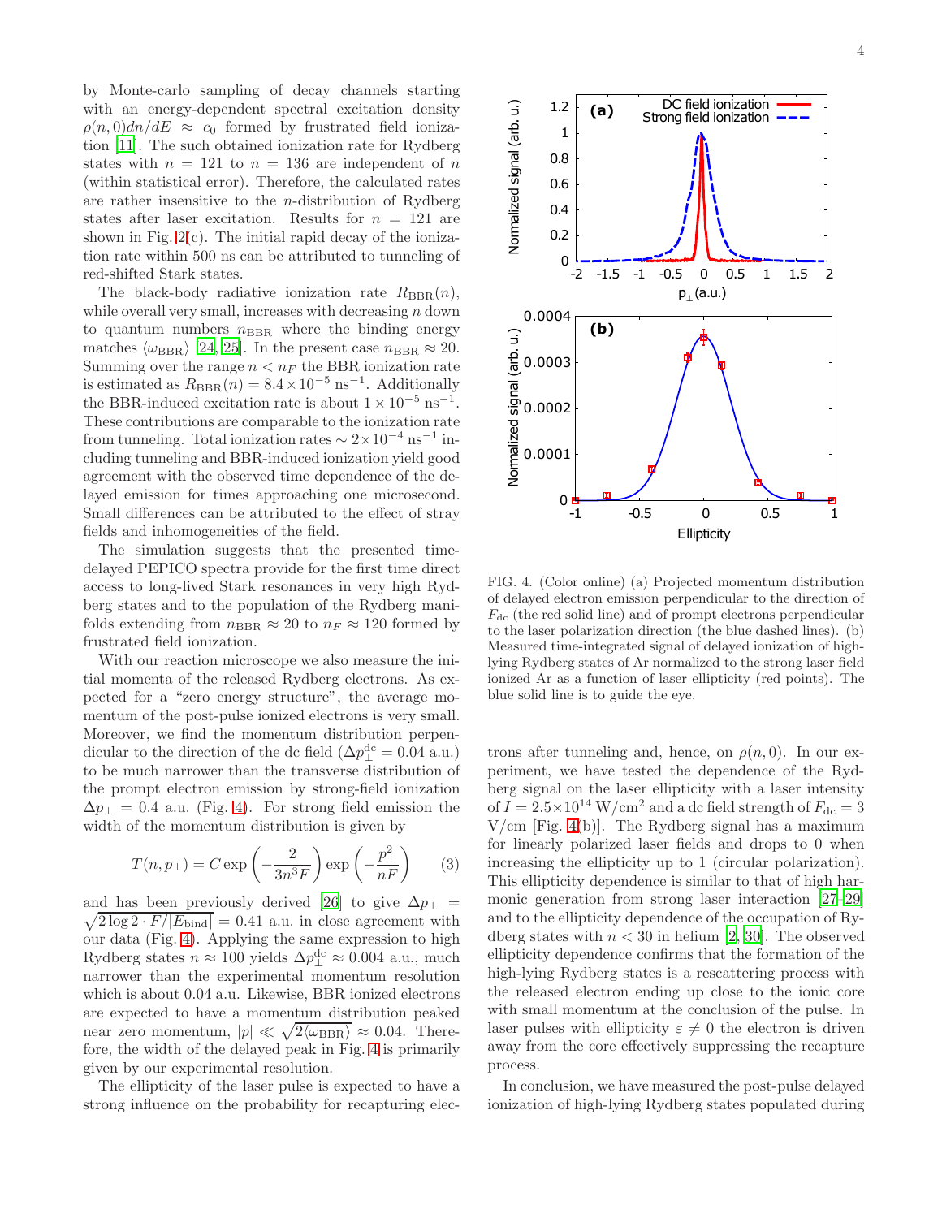by Monte-carlo sampling of decay channels starting with an energy-dependent spectral excitation density $\rho(n,0)dn/dE \approx c_0$ formed by frustrated field ionization [11]. The such obtained ionization rate for Rydberg states with $n = 121$ to $n = 136$ are independent of $n$ (within statistical error). Therefore, the calculated rates are rather insensitive to the $n$-distribution of Rydberg states after laser excitation. Results for $n = 121$ are shown in Fig. 2(c). The initial rapid decay of the ionization rate within 500 ns can be attributed to tunneling of red-shifted Stark states.

The black-body radiative ionization rate $R_{\text{BBR}}(n)$, while overall very small, increases with decreasing $n$ down to quantum numbers $n_{\text{BBR}}$ where the binding energy matches $\langle\omega_{\text{BBR}}\rangle$ [24, 25]. In the present case $n_{\text{BBR}} \approx 20$. Summing over the range $n < n_F$ the BBR ionization rate is estimated as $R_{\text{BBR}}(n) = 8.4\times10^{-5}$ ns$^{-1}$. Additionally the BBR-induced excitation rate is about $1 \times 10^{-5}$ ns$^{-1}$. These contributions are comparable to the ionization rate from tunneling. Total ionization rates $\sim 2\times10^{-4}$ ns$^{-1}$ including tunneling and BBR-induced ionization yield good agreement with the observed time dependence of the delayed emission for times approaching one microsecond. Small differences can be attributed to the effect of stray fields and inhomogeneities of the field.

The simulation suggests that the presented time-delayed PEPICO spectra provide for the first time direct access to long-lived Stark resonances in very high Rydberg states and to the population of the Rydberg manifolds extending from $n_{\text{BBR}} \approx 20$ to $n_F \approx 120$ formed by frustrated field ionization.

With our reaction microscope we also measure the initial momenta of the released Rydberg electrons. As expected for a "zero energy structure", the average momentum of the post-pulse ionized electrons is very small. Moreover, we find the momentum distribution perpendicular to the direction of the dc field ($\Delta p_\perp^{\text{dc}} = 0.04$ a.u.) to be much narrower than the transverse distribution of the prompt electron emission by strong-field ionization $\Delta p_\perp = 0.4$ a.u. (Fig. 4). For strong field emission the width of the momentum distribution is given by

$$T(n, p_\perp) = C \exp\left(-\frac{2}{3n^3F}\right) \exp\left(-\frac{p_\perp^2}{nF}\right) \qquad (3)$$

and has been previously derived [26] to give $\Delta p_\perp = \sqrt{2\log 2 \cdot F/|E_{\text{bind}}|} = 0.41$ a.u. in close agreement with our data (Fig. 4). Applying the same expression to high Rydberg states $n \approx 100$ yields $\Delta p_\perp^{\text{dc}} \approx 0.004$ a.u., much narrower than the experimental momentum resolution which is about 0.04 a.u. Likewise, BBR ionized electrons are expected to have a momentum distribution peaked near zero momentum, $|p| \ll \sqrt{2\langle\omega_{\text{BBR}}\rangle} \approx 0.04$. Therefore, the width of the delayed peak in Fig. 4 is primarily given by our experimental resolution.

The ellipticity of the laser pulse is expected to have a strong influence on the probability for recapturing electrons after tunneling and, hence, on $\rho(n,0)$. In our experiment, we have tested the dependence of the Rydberg signal on the laser ellipticity with a laser intensity of $I = 2.5\times10^{14}$ W/cm$^2$ and a dc field strength of $F_{\text{dc}} = 3$ V/cm [Fig. 4(b)]. The Rydberg signal has a maximum for linearly polarized laser fields and drops to 0 when increasing the ellipticity up to 1 (circular polarization). This ellipticity dependence is similar to that of high harmonic generation from strong laser interaction [27–29] and to the ellipticity dependence of the occupation of Rydberg states with $n < 30$ in helium [2, 30]. The observed ellipticity dependence confirms that the formation of the high-lying Rydberg states is a rescattering process with the released electron ending up close to the ionic core with small momentum at the conclusion of the pulse. In laser pulses with ellipticity $\varepsilon \neq 0$ the electron is driven away from the core effectively suppressing the recapture process.

FIG. 4. (Color online) (a) Projected momentum distribution of delayed electron emission perpendicular to the direction of $F_{\text{dc}}$ (the red solid line) and of prompt electrons perpendicular to the laser polarization direction (the blue dashed lines). (b) Measured time-integrated signal of delayed ionization of high-lying Rydberg states of Ar normalized to the strong laser field ionized Ar as a function of laser ellipticity (red points). The blue solid line is to guide the eye.

In conclusion, we have measured the post-pulse delayed ionization of high-lying Rydberg states populated during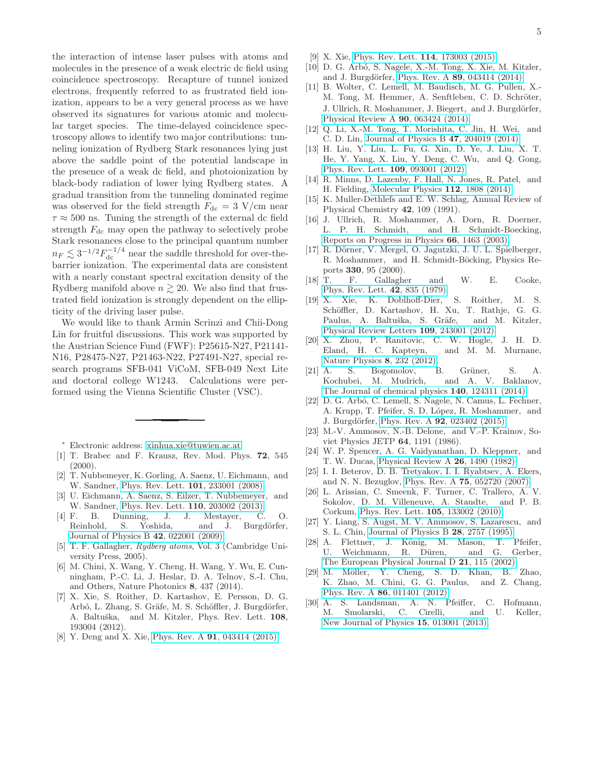the interaction of intense laser pulses with atoms and molecules in the presence of a weak electric dc field using coincidence spectroscopy. Recapture of tunnel ionized electrons, frequently referred to as frustrated field ionization, appears to be a very general process as we have observed its signatures for various atomic and molecular target species. The time-delayed coincidence spectroscopy allows to identify two major contributions: tunneling ionization of Rydberg Stark resonances lying just above the saddle point of the potential landscape in the presence of a weak dc field, and photoionization by black-body radiation of lower lying Rydberg states. A gradual transition from the tunneling dominated regime was observed for the field strength $F_{\rm dc} = 3$ V/cm near $\tau \approx 500$ ns. Tuning the strength of the external dc field strength $F_{\rm dc}$ may open the pathway to selectively probe Stark resonances close to the principal quantum number $n_F \lesssim 3^{-1/2} F_{\rm dc}^{-1/4}$ near the saddle threshold for over-the-barrier ionization. The experimental data are consistent with a nearly constant spectral excitation density of the Rydberg manifold above $n \gtrsim 20$. We also find that frustrated field ionization is strongly dependent on the ellipticity of the driving laser pulse.

We would like to thank Armin Scrinzi and Chii-Dong Lin for fruitful discussions. This work was supported by the Austrian Science Fund (FWF): P25615-N27, P21141-N16, P28475-N27, P21463-N22, P27491-N27, special research programs SFB-041 ViCoM, SFB-049 Next Lite and doctoral college W1243. Calculations were performed using the Vienna Scientific Cluster (VSC).

---

* Electronic address: xinhua.xie@tuwien.ac.at

[1] T. Brabec and F. Krausz, Rev. Mod. Phys. **72**, 545 (2000).

[2] T. Nubbemeyer, K. Gorling, A. Saenz, U. Eichmann, and W. Sandner, Phys. Rev. Lett. **101**, 233001 (2008).

[3] U. Eichmann, A. Saenz, S. Eilzer, T. Nubbemeyer, and W. Sandner, Phys. Rev. Lett. **110**, 203002 (2013).

[4] F. B. Dunning, J. J. Mestayer, C. O. Reinhold, S. Yoshida, and J. Burgdörfer, Journal of Physics B **42**, 022001 (2009).

[5] T. F. Gallagher, *Rydberg atoms*, Vol. 3 (Cambridge University Press, 2005).

[6] M. Chini, X. Wang, Y. Cheng, H. Wang, Y. Wu, E. Cunningham, P.-C. Li, J. Heslar, D. A. Telnov, S.-I. Chu, and Others, Nature Photonics **8**, 437 (2014).

[7] X. Xie, S. Roither, D. Kartashov, E. Persson, D. G. Arbó, L. Zhang, S. Gräfe, M. S. Schöffler, J. Burgdörfer, A. Baltuška, and M. Kitzler, Phys. Rev. Lett. **108**, 193004 (2012).

[8] Y. Deng and X. Xie, Phys. Rev. A **91**, 043414 (2015).

[9] X. Xie, Phys. Rev. Lett. **114**, 173003 (2015).

[10] D. G. Arbó, S. Nagele, X.-M. Tong, X. Xie, M. Kitzler, and J. Burgdörfer, Phys. Rev. A **89**, 043414 (2014).

[11] B. Wolter, C. Lemell, M. Baudisch, M. G. Pullen, X.-M. Tong, M. Hemmer, A. Senftleben, C. D. Schröter, J. Ullrich, R. Moshammer, J. Biegert, and J. Burgdörfer, Physical Review A **90**, 063424 (2014).

[12] Q. Li, X.-M. Tong, T. Morishita, C. Jin, H. Wei, and C. D. Lin, Journal of Physics B **47**, 204019 (2014).

[13] H. Liu, Y. Liu, L. Fu, G. Xin, D. Ye, J. Liu, X. T. He, Y. Yang, X. Liu, Y. Deng, C. Wu, and Q. Gong, Phys. Rev. Lett. **109**, 093001 (2012).

[14] R. Minns, D. Lazenby, F. Hall, N. Jones, R. Patel, and H. Fielding, Molecular Physics **112**, 1808 (2014).

[15] K. Muller-Dethlefs and E. W. Schlag, Annual Review of Physical Chemistry **42**, 109 (1991).

[16] J. Ullrich, R. Moshammer, A. Dorn, R. Doerner, L. P. H. Schmidt, and H. Schmidt-Boecking, Reports on Progress in Physics **66**, 1463 (2003).

[17] R. Dörner, V. Mergel, O. Jagutzki, J. U. L. Spielberger, R. Moshammer, and H. Schmidt-Böcking, Physics Reports **330**, 95 (2000).

[18] T. F. Gallagher and W. E. Cooke, Phys. Rev. Lett. **42**, 835 (1979).

[19] X. Xie, K. Doblhoff-Dier, S. Roither, M. S. Schöffler, D. Kartashov, H. Xu, T. Rathje, G. G. Paulus, A. Baltuška, S. Gräfe, and M. Kitzler, Physical Review Letters **109**, 243001 (2012).

[20] X. Zhou, P. Ranitovic, C. W. Hogle, J. H. D. Eland, H. C. Kapteyn, and M. M. Murnane, Nature Physics **8**, 232 (2012).

[21] A. S. Bogomolov, B. Grüner, S. A. Kochubei, M. Mudrich, and A. V. Baklanov, The Journal of chemical physics **140**, 124311 (2014).

[22] D. G. Arbó, C. Lemell, S. Nagele, N. Camus, L. Fechner, A. Krupp, T. Pfeifer, S. D. López, R. Moshammer, and J. Burgdörfer, Phys. Rev. A **92**, 023402 (2015).

[23] M.-V. Ammosov, N.-B. Delone, and V.-P. Krainov, Soviet Physics JETP **64**, 1191 (1986).

[24] W. P. Spencer, A. G. Vaidyanathan, D. Kleppner, and T. W. Ducas, Physical Review A **26**, 1490 (1982).

[25] I. I. Beterov, D. B. Tretyakov, I. I. Ryabtsev, A. Ekers, and N. N. Bezuglov, Phys. Rev. A **75**, 052720 (2007).

[26] L. Arissian, C. Smeenk, F. Turner, C. Trallero, A. V. Sokolov, D. M. Villeneuve, A. Staudte, and P. B. Corkum, Phys. Rev. Lett. **105**, 133002 (2010).

[27] Y. Liang, S. Augst, M. V. Ammosov, S. Lazarescu, and S. L. Chin, Journal of Physics B **28**, 2757 (1995).

[28] A. Flettner, J. König, M. Mason, T. Pfeifer, U. Weichmann, R. Düren, and G. Gerber, The European Physical Journal D **21**, 115 (2002).

[29] M. Möller, Y. Cheng, S. D. Khan, B. Zhao, K. Zhao, M. Chini, G. G. Paulus, and Z. Chang, Phys. Rev. A **86**, 011401 (2012).

[30] A. S. Landsman, A. N. Pfeiffer, C. Hofmann, M. Smolarski, C. Cirelli, and U. Keller, New Journal of Physics **15**, 013001 (2013).